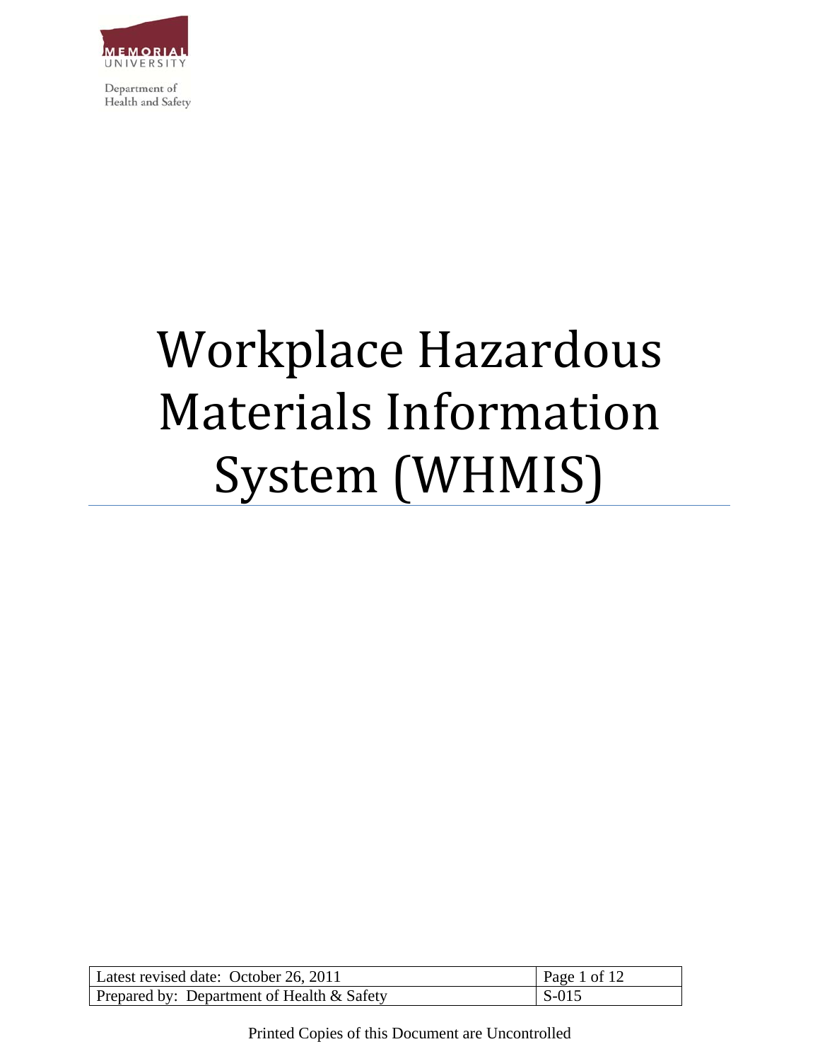MEMORIAL UNIVERSITY

Department of Health and Safety

# Workplace Hazardous Materials Information System (WHMIS)

| Latest revised date: October 26, 2011 | Page 1 of 12 |
| --- | --- |
| Prepared by: Department of Health & Safety | S-015 |

Printed Copies of this Document are Uncontrolled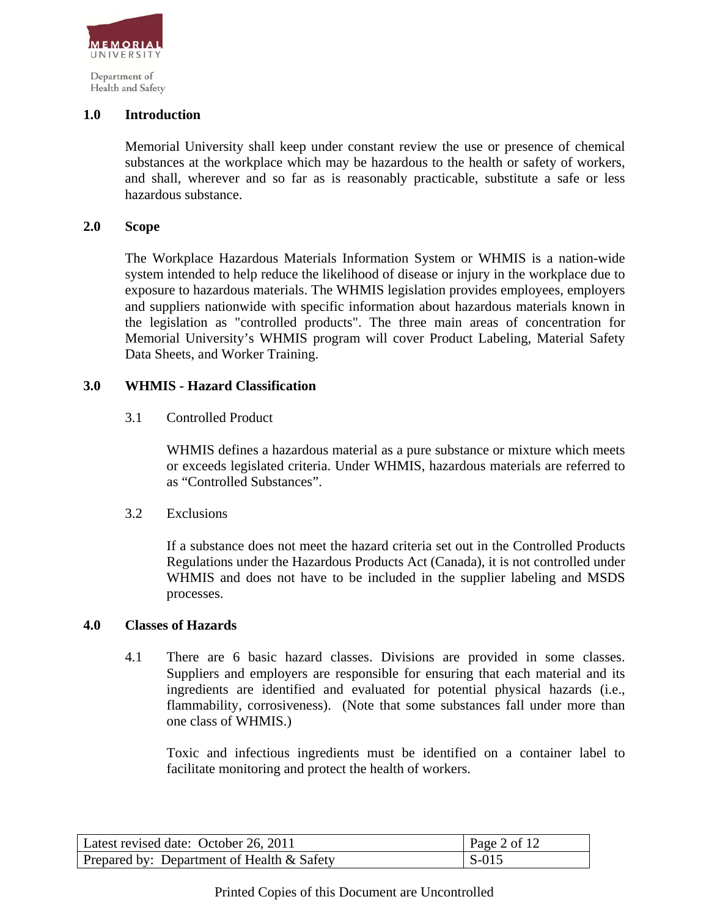## 1.0 Introduction

Memorial University shall keep under constant review the use or presence of chemical substances at the workplace which may be hazardous to the health or safety of workers, and shall, wherever and so far as is reasonably practicable, substitute a safe or less hazardous substance.

## 2.0 Scope

The Workplace Hazardous Materials Information System or WHMIS is a nation-wide system intended to help reduce the likelihood of disease or injury in the workplace due to exposure to hazardous materials. The WHMIS legislation provides employees, employers and suppliers nationwide with specific information about hazardous materials known in the legislation as "controlled products". The three main areas of concentration for Memorial University's WHMIS program will cover Product Labeling, Material Safety Data Sheets, and Worker Training.

## 3.0 WHMIS - Hazard Classification

### 3.1 Controlled Product

WHMIS defines a hazardous material as a pure substance or mixture which meets or exceeds legislated criteria. Under WHMIS, hazardous materials are referred to as "Controlled Substances".

### 3.2 Exclusions

If a substance does not meet the hazard criteria set out in the Controlled Products Regulations under the Hazardous Products Act (Canada), it is not controlled under WHMIS and does not have to be included in the supplier labeling and MSDS processes.

## 4.0 Classes of Hazards

4.1 There are 6 basic hazard classes. Divisions are provided in some classes. Suppliers and employers are responsible for ensuring that each material and its ingredients are identified and evaluated for potential physical hazards (i.e., flammability, corrosiveness). (Note that some substances fall under more than one class of WHMIS.)

Toxic and infectious ingredients must be identified on a container label to facilitate monitoring and protect the health of workers.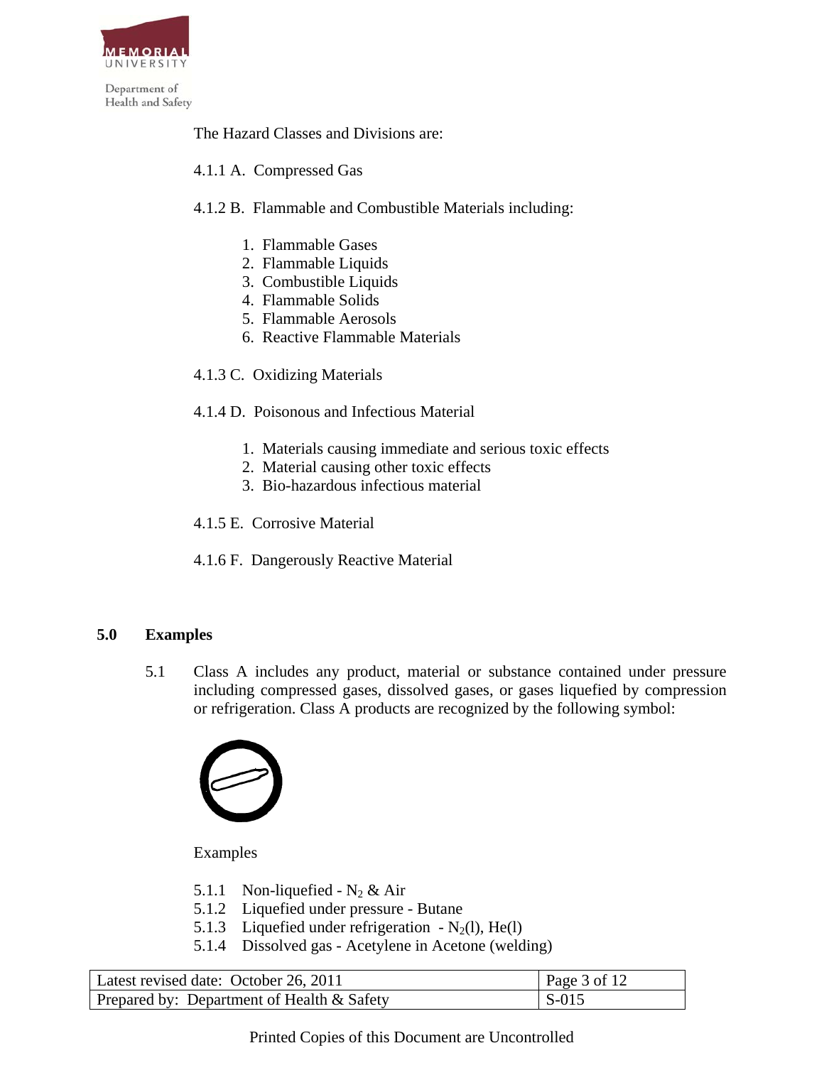The Hazard Classes and Divisions are:

4.1.1 A. Compressed Gas

4.1.2 B. Flammable and Combustible Materials including:

1. Flammable Gases
2. Flammable Liquids
3. Combustible Liquids
4. Flammable Solids
5. Flammable Aerosols
6. Reactive Flammable Materials

4.1.3 C. Oxidizing Materials

4.1.4 D. Poisonous and Infectious Material

1. Materials causing immediate and serious toxic effects
2. Material causing other toxic effects
3. Bio-hazardous infectious material

4.1.5 E. Corrosive Material

4.1.6 F. Dangerously Reactive Material

## 5.0 Examples

5.1 Class A includes any product, material or substance contained under pressure including compressed gases, dissolved gases, or gases liquefied by compression or refrigeration. Class A products are recognized by the following symbol:

Examples

5.1.1 Non-liquefied - $N_2$ & Air
5.1.2 Liquefied under pressure - Butane
5.1.3 Liquefied under refrigeration - $N_2(l)$, $He(l)$
5.1.4 Dissolved gas - Acetylene in Acetone (welding)

| Latest revised date: October 26, 2011 | Page 3 of 12 |
| --- | --- |
| Prepared by: Department of Health & Safety | S-015 |

Printed Copies of this Document are Uncontrolled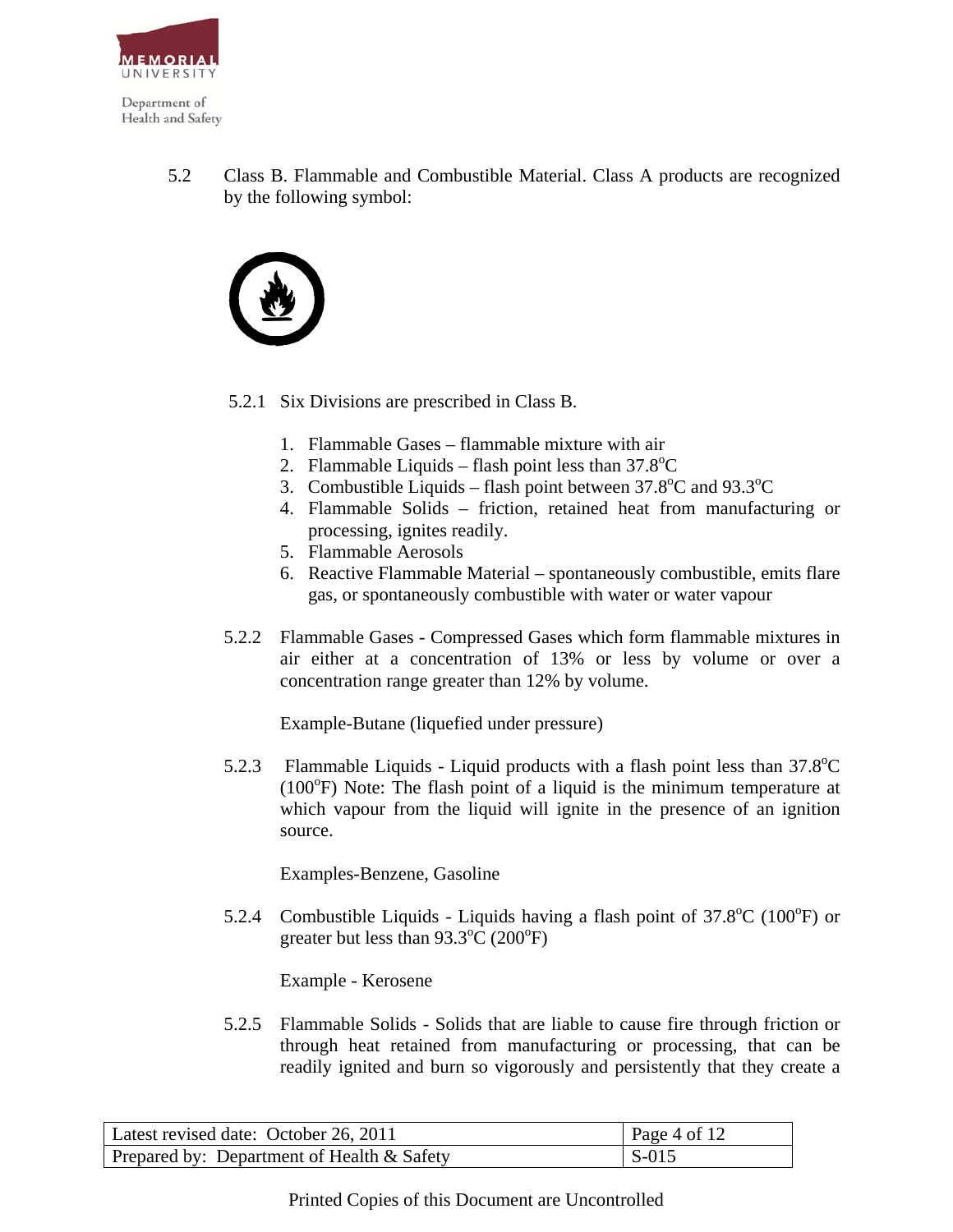5.2 Class B. Flammable and Combustible Material. Class A products are recognized by the following symbol:

5.2.1 Six Divisions are prescribed in Class B.

1. Flammable Gases – flammable mixture with air
2. Flammable Liquids – flash point less than 37.8$^{o}$C
3. Combustible Liquids – flash point between 37.8$^{o}$C and 93.3$^{o}$C
4. Flammable Solids – friction, retained heat from manufacturing or processing, ignites readily.
5. Flammable Aerosols
6. Reactive Flammable Material – spontaneously combustible, emits flare gas, or spontaneously combustible with water or water vapour

5.2.2 Flammable Gases - Compressed Gases which form flammable mixtures in air either at a concentration of 13% or less by volume or over a concentration range greater than 12% by volume.

Example-Butane (liquefied under pressure)

5.2.3 Flammable Liquids - Liquid products with a flash point less than 37.8$^{o}$C (100$^{o}$F) Note: The flash point of a liquid is the minimum temperature at which vapour from the liquid will ignite in the presence of an ignition source.

Examples-Benzene, Gasoline

5.2.4 Combustible Liquids - Liquids having a flash point of 37.8$^{o}$C (100$^{o}$F) or greater but less than 93.3$^{o}$C (200$^{o}$F)

Example - Kerosene

5.2.5 Flammable Solids - Solids that are liable to cause fire through friction or through heat retained from manufacturing or processing, that can be readily ignited and burn so vigorously and persistently that they create a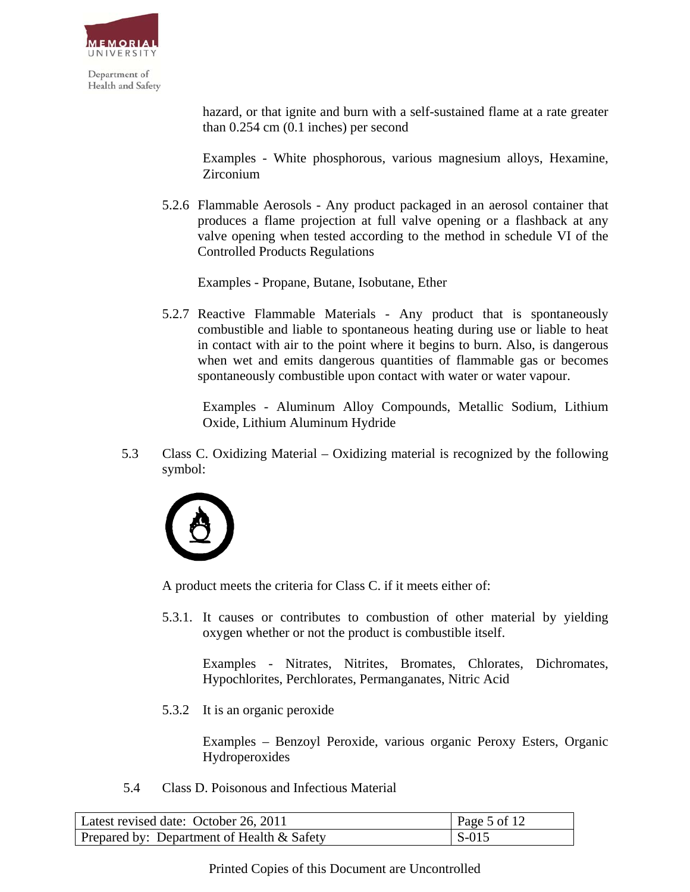hazard, or that ignite and burn with a self-sustained flame at a rate greater than 0.254 cm (0.1 inches) per second

Examples - White phosphorous, various magnesium alloys, Hexamine, Zirconium

5.2.6 Flammable Aerosols - Any product packaged in an aerosol container that produces a flame projection at full valve opening or a flashback at any valve opening when tested according to the method in schedule VI of the Controlled Products Regulations

Examples - Propane, Butane, Isobutane, Ether

5.2.7 Reactive Flammable Materials - Any product that is spontaneously combustible and liable to spontaneous heating during use or liable to heat in contact with air to the point where it begins to burn. Also, is dangerous when wet and emits dangerous quantities of flammable gas or becomes spontaneously combustible upon contact with water or water vapour.

Examples - Aluminum Alloy Compounds, Metallic Sodium, Lithium Oxide, Lithium Aluminum Hydride

5.3 Class C. Oxidizing Material – Oxidizing material is recognized by the following symbol:

A product meets the criteria for Class C. if it meets either of:

5.3.1. It causes or contributes to combustion of other material by yielding oxygen whether or not the product is combustible itself.

Examples - Nitrates, Nitrites, Bromates, Chlorates, Dichromates, Hypochlorites, Perchlorates, Permanganates, Nitric Acid

5.3.2 It is an organic peroxide

Examples – Benzoyl Peroxide, various organic Peroxy Esters, Organic Hydroperoxides

5.4 Class D. Poisonous and Infectious Material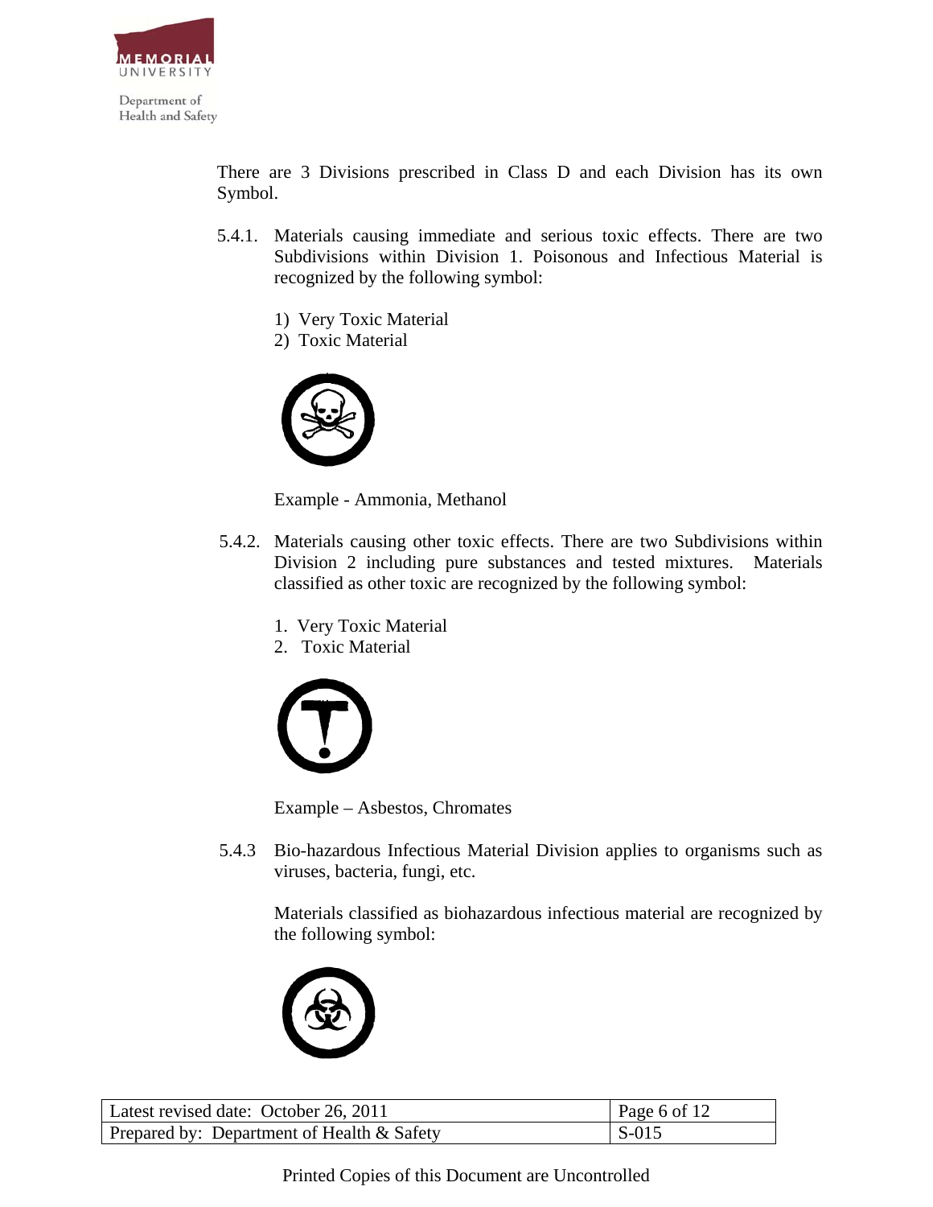There are 3 Divisions prescribed in Class D and each Division has its own Symbol.

5.4.1. Materials causing immediate and serious toxic effects. There are two Subdivisions within Division 1. Poisonous and Infectious Material is recognized by the following symbol:

1) Very Toxic Material
2) Toxic Material

Example - Ammonia, Methanol

5.4.2. Materials causing other toxic effects. There are two Subdivisions within Division 2 including pure substances and tested mixtures. Materials classified as other toxic are recognized by the following symbol:

1. Very Toxic Material
2. Toxic Material

Example – Asbestos, Chromates

5.4.3 Bio-hazardous Infectious Material Division applies to organisms such as viruses, bacteria, fungi, etc.

Materials classified as biohazardous infectious material are recognized by the following symbol: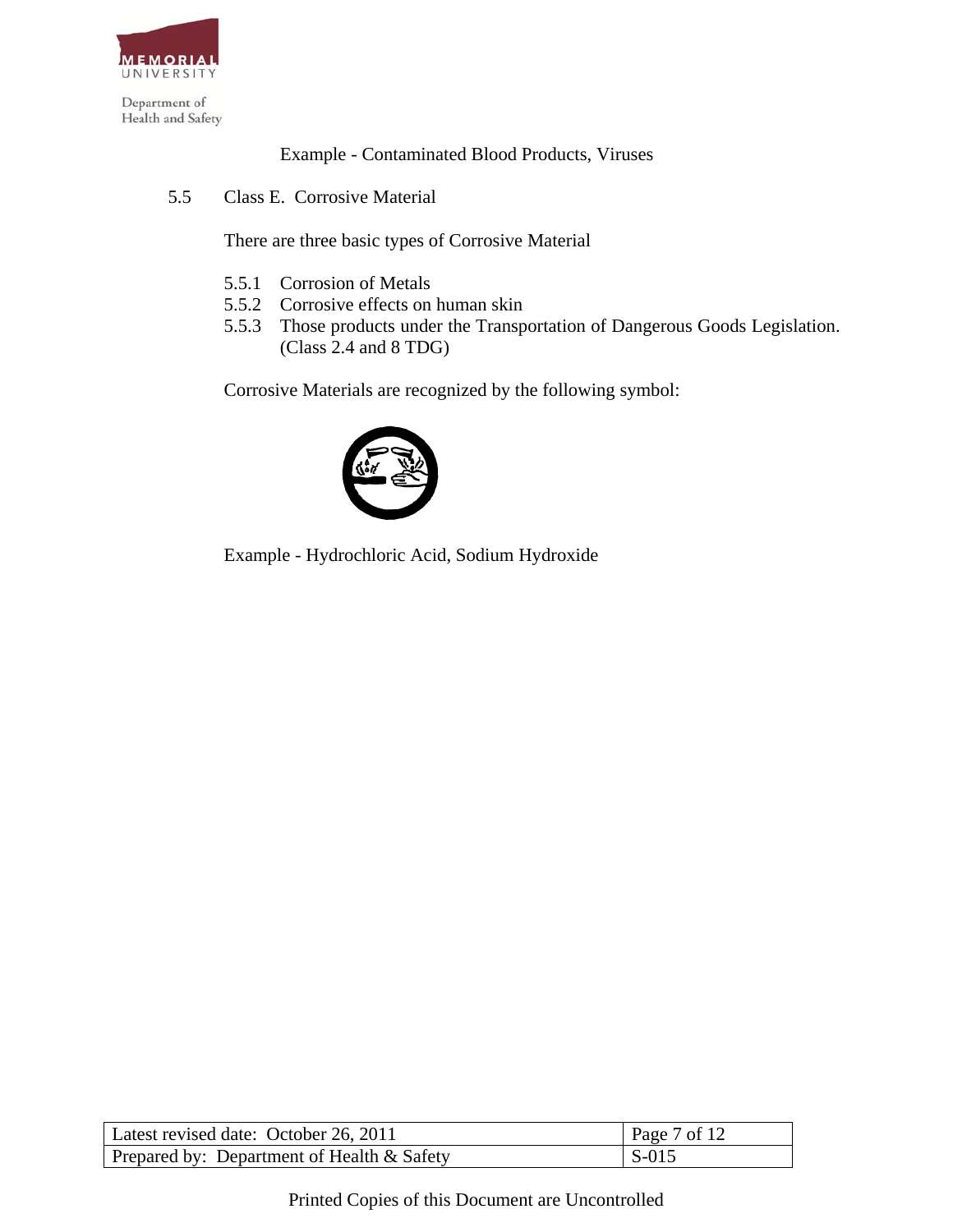Example - Contaminated Blood Products, Viruses

## 5.5 Class E. Corrosive Material

There are three basic types of Corrosive Material

- 5.5.1 Corrosion of Metals
- 5.5.2 Corrosive effects on human skin
- 5.5.3 Those products under the Transportation of Dangerous Goods Legislation. (Class 2.4 and 8 TDG)

Corrosive Materials are recognized by the following symbol:

Example - Hydrochloric Acid, Sodium Hydroxide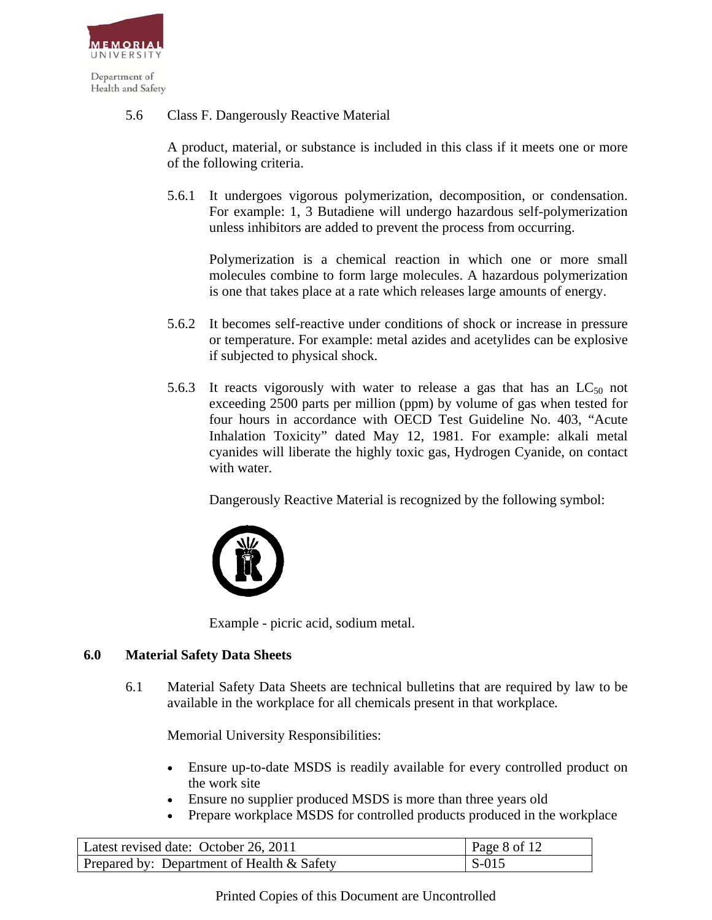5.6 Class F. Dangerously Reactive Material

A product, material, or substance is included in this class if it meets one or more of the following criteria.

5.6.1 It undergoes vigorous polymerization, decomposition, or condensation. For example: 1, 3 Butadiene will undergo hazardous self-polymerization unless inhibitors are added to prevent the process from occurring.

Polymerization is a chemical reaction in which one or more small molecules combine to form large molecules. A hazardous polymerization is one that takes place at a rate which releases large amounts of energy.

5.6.2 It becomes self-reactive under conditions of shock or increase in pressure or temperature. For example: metal azides and acetylides can be explosive if subjected to physical shock.

5.6.3 It reacts vigorously with water to release a gas that has an $LC_{50}$ not exceeding 2500 parts per million (ppm) by volume of gas when tested for four hours in accordance with OECD Test Guideline No. 403, "Acute Inhalation Toxicity" dated May 12, 1981. For example: alkali metal cyanides will liberate the highly toxic gas, Hydrogen Cyanide, on contact with water.

Dangerously Reactive Material is recognized by the following symbol:

Example - picric acid, sodium metal.

## 6.0 Material Safety Data Sheets

6.1 Material Safety Data Sheets are technical bulletins that are required by law to be available in the workplace for all chemicals present in that workplace.

Memorial University Responsibilities:

- Ensure up-to-date MSDS is readily available for every controlled product on the work site
- Ensure no supplier produced MSDS is more than three years old
- Prepare workplace MSDS for controlled products produced in the workplace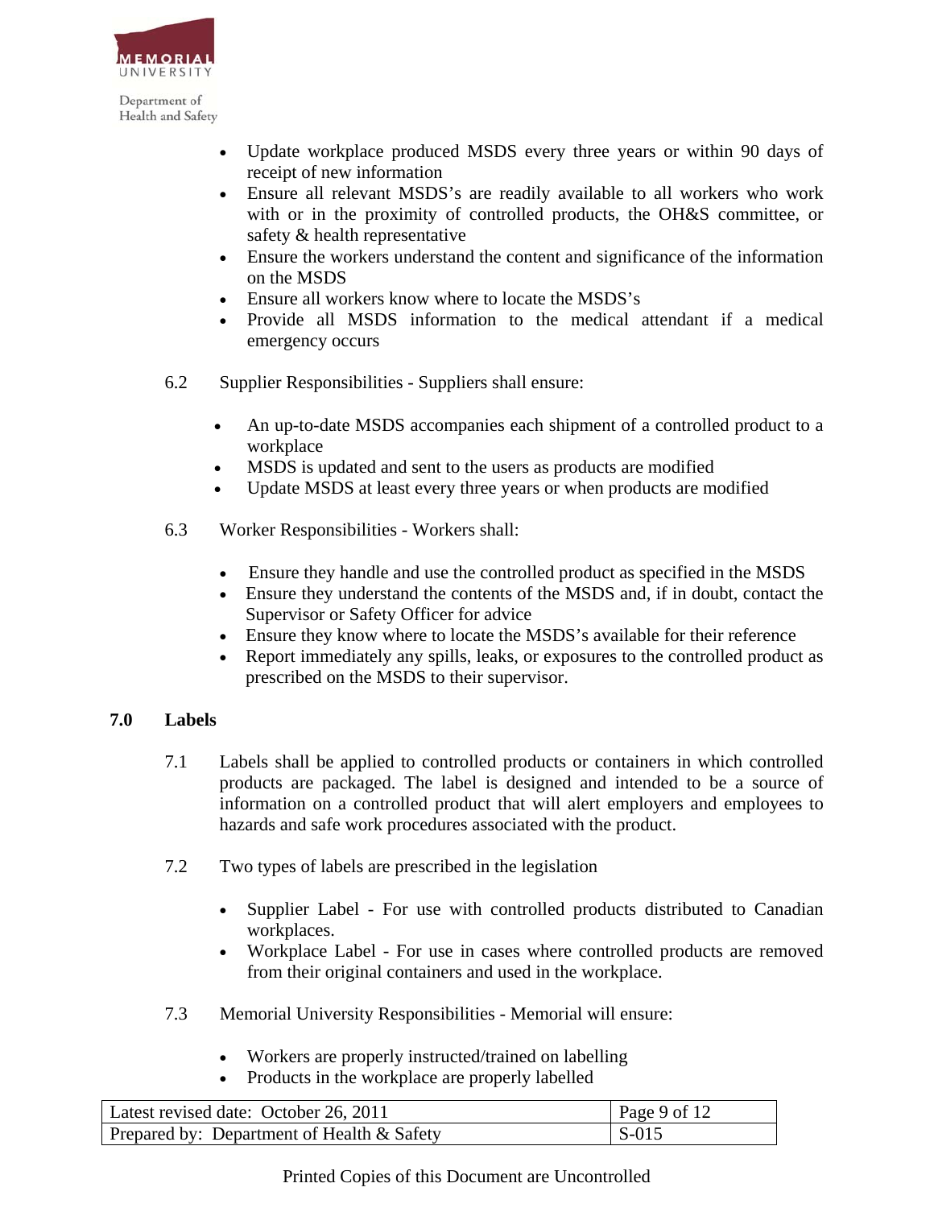- Update workplace produced MSDS every three years or within 90 days of receipt of new information
- Ensure all relevant MSDS's are readily available to all workers who work with or in the proximity of controlled products, the OH&S committee, or safety & health representative
- Ensure the workers understand the content and significance of the information on the MSDS
- Ensure all workers know where to locate the MSDS's
- Provide all MSDS information to the medical attendant if a medical emergency occurs

6.2 Supplier Responsibilities - Suppliers shall ensure:

- An up-to-date MSDS accompanies each shipment of a controlled product to a workplace
- MSDS is updated and sent to the users as products are modified
- Update MSDS at least every three years or when products are modified

6.3 Worker Responsibilities - Workers shall:

- Ensure they handle and use the controlled product as specified in the MSDS
- Ensure they understand the contents of the MSDS and, if in doubt, contact the Supervisor or Safety Officer for advice
- Ensure they know where to locate the MSDS's available for their reference
- Report immediately any spills, leaks, or exposures to the controlled product as prescribed on the MSDS to their supervisor.

## 7.0 Labels

7.1 Labels shall be applied to controlled products or containers in which controlled products are packaged. The label is designed and intended to be a source of information on a controlled product that will alert employers and employees to hazards and safe work procedures associated with the product.

7.2 Two types of labels are prescribed in the legislation

- Supplier Label - For use with controlled products distributed to Canadian workplaces.
- Workplace Label - For use in cases where controlled products are removed from their original containers and used in the workplace.

7.3 Memorial University Responsibilities - Memorial will ensure:

- Workers are properly instructed/trained on labelling
- Products in the workplace are properly labelled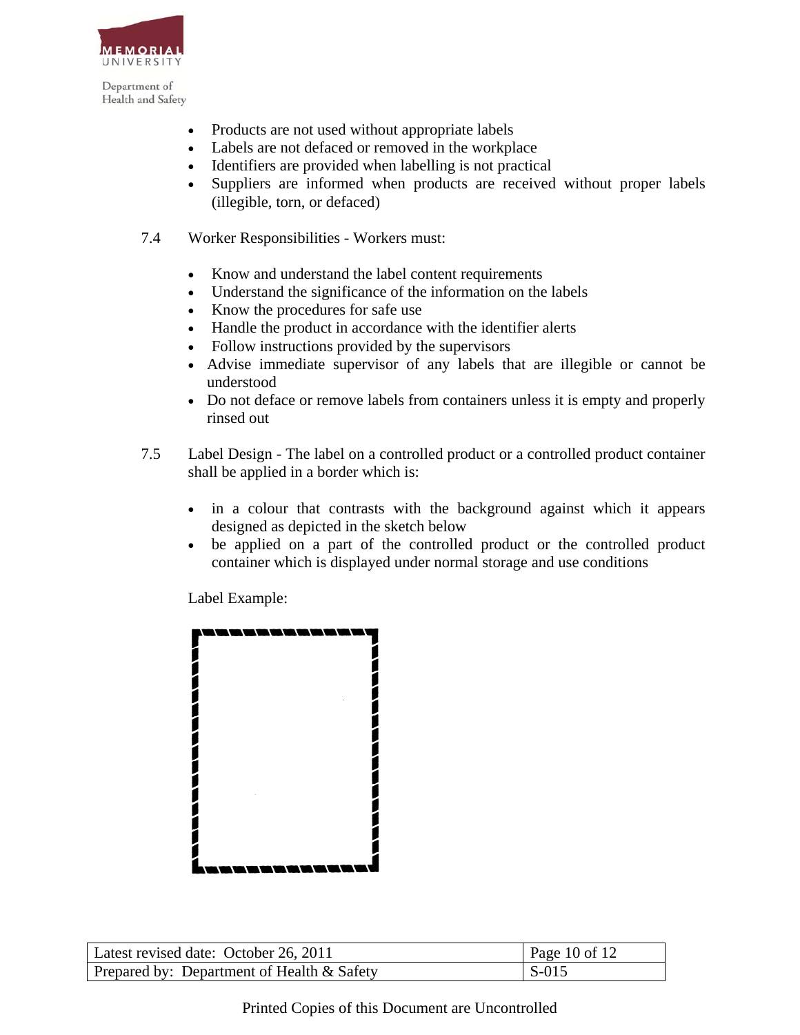- Products are not used without appropriate labels
- Labels are not defaced or removed in the workplace
- Identifiers are provided when labelling is not practical
- Suppliers are informed when products are received without proper labels (illegible, torn, or defaced)

7.4 Worker Responsibilities - Workers must:

- Know and understand the label content requirements
- Understand the significance of the information on the labels
- Know the procedures for safe use
- Handle the product in accordance with the identifier alerts
- Follow instructions provided by the supervisors
- Advise immediate supervisor of any labels that are illegible or cannot be understood
- Do not deface or remove labels from containers unless it is empty and properly rinsed out

7.5 Label Design - The label on a controlled product or a controlled product container shall be applied in a border which is:

- in a colour that contrasts with the background against which it appears designed as depicted in the sketch below
- be applied on a part of the controlled product or the controlled product container which is displayed under normal storage and use conditions

Label Example: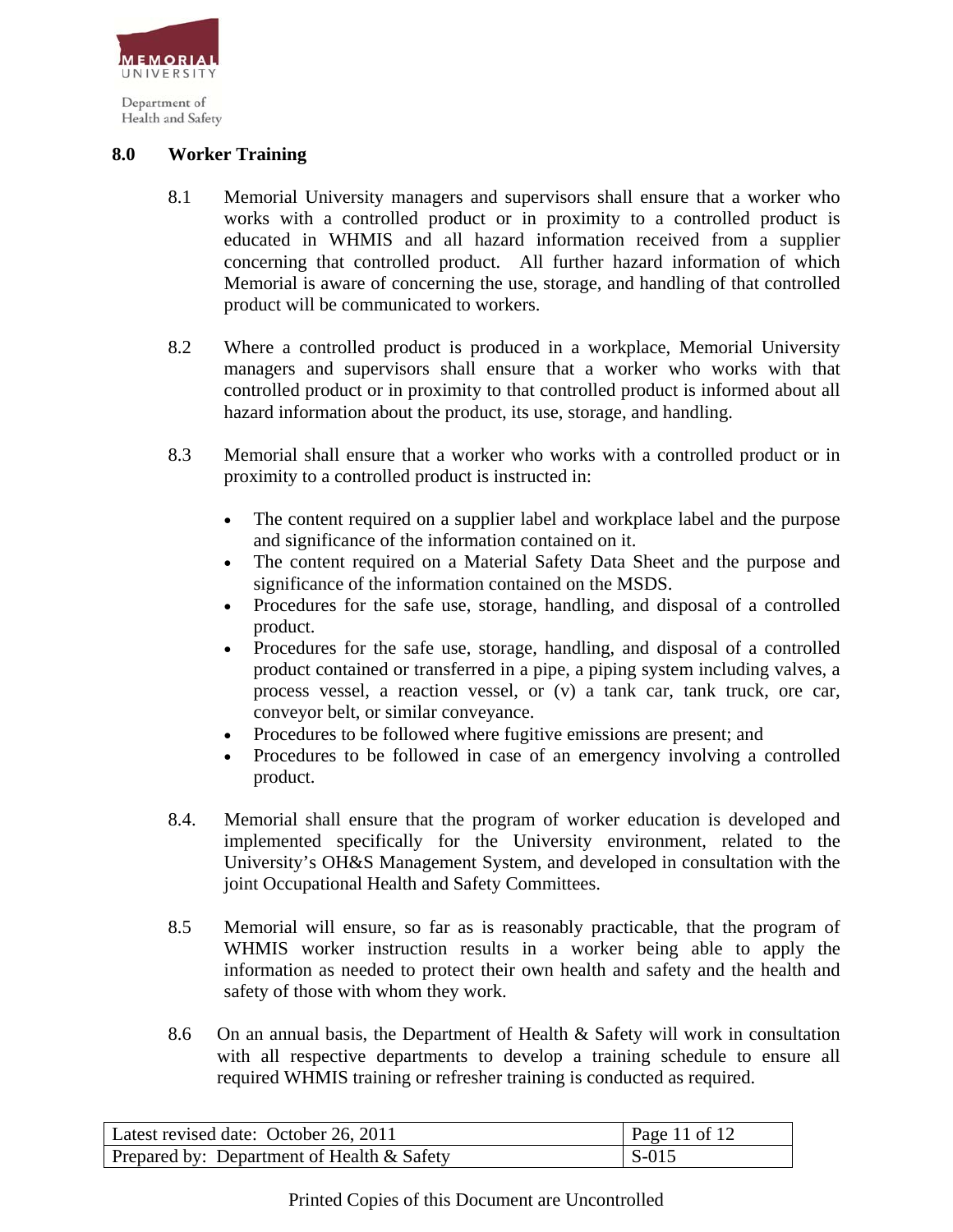## 8.0 Worker Training

8.1 Memorial University managers and supervisors shall ensure that a worker who works with a controlled product or in proximity to a controlled product is educated in WHMIS and all hazard information received from a supplier concerning that controlled product. All further hazard information of which Memorial is aware of concerning the use, storage, and handling of that controlled product will be communicated to workers.

8.2 Where a controlled product is produced in a workplace, Memorial University managers and supervisors shall ensure that a worker who works with that controlled product or in proximity to that controlled product is informed about all hazard information about the product, its use, storage, and handling.

8.3 Memorial shall ensure that a worker who works with a controlled product or in proximity to a controlled product is instructed in:

- The content required on a supplier label and workplace label and the purpose and significance of the information contained on it.
- The content required on a Material Safety Data Sheet and the purpose and significance of the information contained on the MSDS.
- Procedures for the safe use, storage, handling, and disposal of a controlled product.
- Procedures for the safe use, storage, handling, and disposal of a controlled product contained or transferred in a pipe, a piping system including valves, a process vessel, a reaction vessel, or (v) a tank car, tank truck, ore car, conveyor belt, or similar conveyance.
- Procedures to be followed where fugitive emissions are present; and
- Procedures to be followed in case of an emergency involving a controlled product.

8.4. Memorial shall ensure that the program of worker education is developed and implemented specifically for the University environment, related to the University's OH&S Management System, and developed in consultation with the joint Occupational Health and Safety Committees.

8.5 Memorial will ensure, so far as is reasonably practicable, that the program of WHMIS worker instruction results in a worker being able to apply the information as needed to protect their own health and safety and the health and safety of those with whom they work.

8.6 On an annual basis, the Department of Health & Safety will work in consultation with all respective departments to develop a training schedule to ensure all required WHMIS training or refresher training is conducted as required.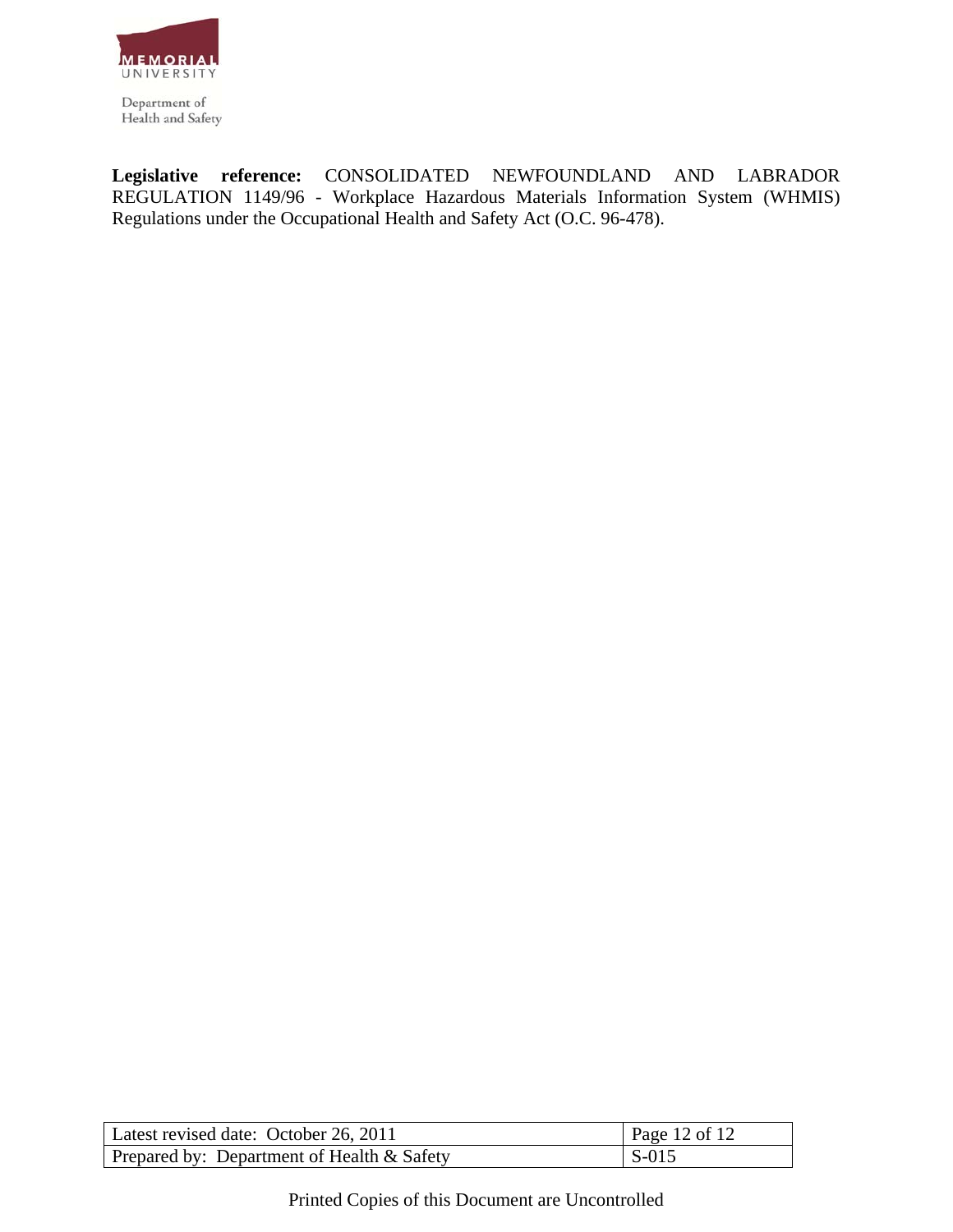**Legislative reference:** CONSOLIDATED NEWFOUNDLAND AND LABRADOR REGULATION 1149/96 - Workplace Hazardous Materials Information System (WHMIS) Regulations under the Occupational Health and Safety Act (O.C. 96-478).